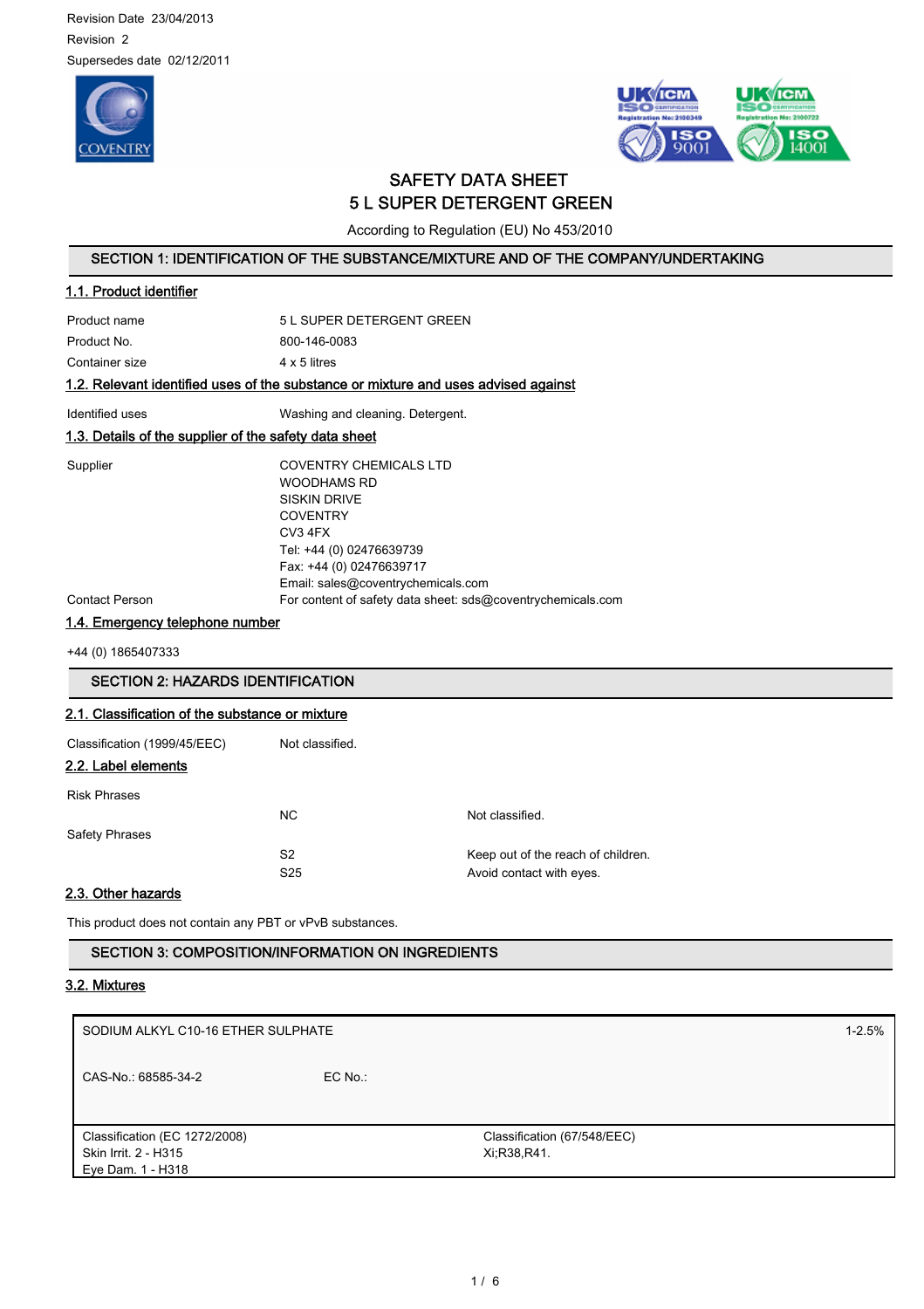Revision Date 23/04/2013
Revision 2
Supersedes date 02/12/2011

# SAFETY DATA SHEET
# 5 L SUPER DETERGENT GREEN

According to Regulation (EU) No 453/2010

## SECTION 1: IDENTIFICATION OF THE SUBSTANCE/MIXTURE AND OF THE COMPANY/UNDERTAKING

### 1.1. Product identifier

| | |
|---|---|
| Product name | 5 L SUPER DETERGENT GREEN |
| Product No. | 800-146-0083 |
| Container size | 4 x 5 litres |

### 1.2. Relevant identified uses of the substance or mixture and uses advised against

| | |
|---|---|
| Identified uses | Washing and cleaning. Detergent. |

### 1.3. Details of the supplier of the safety data sheet

| | |
|---|---|
| Supplier | COVENTRY CHEMICALS LTD<br>WOODHAMS RD<br>SISKIN DRIVE<br>COVENTRY<br>CV3 4FX<br>Tel: +44 (0) 02476639739<br>Fax: +44 (0) 02476639717<br>Email: sales@coventrychemicals.com |
| Contact Person | For content of safety data sheet: sds@coventrychemicals.com |

### 1.4. Emergency telephone number

+44 (0) 1865407333

## SECTION 2: HAZARDS IDENTIFICATION

### 2.1. Classification of the substance or mixture

| | |
|---|---|
| Classification (1999/45/EEC) | Not classified. |

### 2.2. Label elements

| | | |
|---|---|---|
| Risk Phrases | | |
| | NC | Not classified. |
| Safety Phrases | | |
| | S2 | Keep out of the reach of children. |
| | S25 | Avoid contact with eyes. |

### 2.3. Other hazards

This product does not contain any PBT or vPvB substances.

## SECTION 3: COMPOSITION/INFORMATION ON INGREDIENTS

### 3.2. Mixtures

| SODIUM ALKYL C10-16 ETHER SULPHATE | | 1-2.5% |
|---|---|---|
| CAS-No.: 68585-34-2 | EC No.: | |
| Classification (EC 1272/2008)<br>Skin Irrit. 2 - H315<br>Eye Dam. 1 - H318 | Classification (67/548/EEC)<br>Xi;R38,R41. | |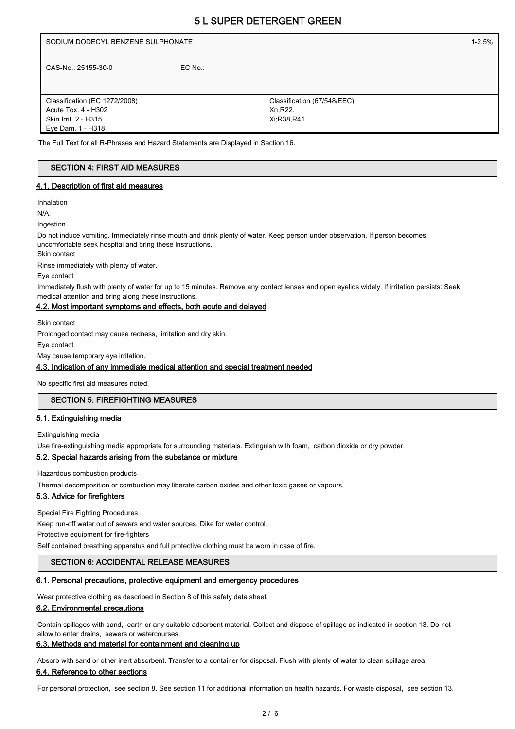| SODIUM DODECYL BENZENE SULPHONATE | | 1-2.5% |
|---|---|---|
| CAS-No.: 25155-30-0 | EC No.: | |
| Classification (EC 1272/2008)<br>Acute Tox. 4 - H302<br>Skin Irrit. 2 - H315<br>Eye Dam. 1 - H318 | Classification (67/548/EEC)<br>Xn;R22.<br>Xi;R38,R41. | |

The Full Text for all R-Phrases and Hazard Statements are Displayed in Section 16.

## SECTION 4: FIRST AID MEASURES

### 4.1. Description of first aid measures

Inhalation

N/A.

Ingestion

Do not induce vomiting. Immediately rinse mouth and drink plenty of water. Keep person under observation. If person becomes uncomfortable seek hospital and bring these instructions.

Skin contact

Rinse immediately with plenty of water.

Eye contact

Immediately flush with plenty of water for up to 15 minutes. Remove any contact lenses and open eyelids widely. If irritation persists: Seek medical attention and bring along these instructions.

### 4.2. Most important symptoms and effects, both acute and delayed

Skin contact

Prolonged contact may cause redness, irritation and dry skin.

Eye contact

May cause temporary eye irritation.

### 4.3. Indication of any immediate medical attention and special treatment needed

No specific first aid measures noted.

## SECTION 5: FIREFIGHTING MEASURES

### 5.1. Extinguishing media

Extinguishing media

Use fire-extinguishing media appropriate for surrounding materials. Extinguish with foam, carbon dioxide or dry powder.

### 5.2. Special hazards arising from the substance or mixture

Hazardous combustion products

Thermal decomposition or combustion may liberate carbon oxides and other toxic gases or vapours.

### 5.3. Advice for firefighters

Special Fire Fighting Procedures

Keep run-off water out of sewers and water sources. Dike for water control.

Protective equipment for fire-fighters

Self contained breathing apparatus and full protective clothing must be worn in case of fire.

## SECTION 6: ACCIDENTAL RELEASE MEASURES

### 6.1. Personal precautions, protective equipment and emergency procedures

Wear protective clothing as described in Section 8 of this safety data sheet.

### 6.2. Environmental precautions

Contain spillages with sand, earth or any suitable adsorbent material. Collect and dispose of spillage as indicated in section 13. Do not allow to enter drains, sewers or watercourses.

### 6.3. Methods and material for containment and cleaning up

Absorb with sand or other inert absorbent. Transfer to a container for disposal. Flush with plenty of water to clean spillage area.

### 6.4. Reference to other sections

For personal protection, see section 8. See section 11 for additional information on health hazards. For waste disposal, see section 13.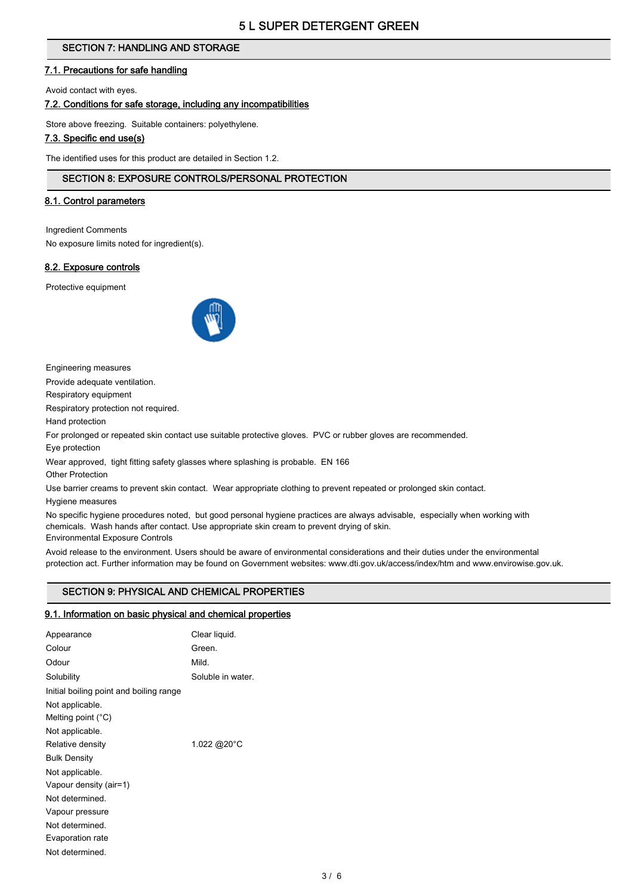## SECTION 7: HANDLING AND STORAGE

### 7.1. Precautions for safe handling

Avoid contact with eyes.

### 7.2. Conditions for safe storage, including any incompatibilities

Store above freezing. Suitable containers: polyethylene.

### 7.3. Specific end use(s)

The identified uses for this product are detailed in Section 1.2.

## SECTION 8: EXPOSURE CONTROLS/PERSONAL PROTECTION

### 8.1. Control parameters

Ingredient Comments

No exposure limits noted for ingredient(s).

### 8.2. Exposure controls

Protective equipment

Engineering measures

Provide adequate ventilation.

Respiratory equipment

Respiratory protection not required.

Hand protection

For prolonged or repeated skin contact use suitable protective gloves. PVC or rubber gloves are recommended.

Eye protection

Wear approved, tight fitting safety glasses where splashing is probable. EN 166

Other Protection

Use barrier creams to prevent skin contact. Wear appropriate clothing to prevent repeated or prolonged skin contact.

Hygiene measures

No specific hygiene procedures noted, but good personal hygiene practices are always advisable, especially when working with chemicals. Wash hands after contact. Use appropriate skin cream to prevent drying of skin.

Environmental Exposure Controls

Avoid release to the environment. Users should be aware of environmental considerations and their duties under the environmental protection act. Further information may be found on Government websites: www.dti.gov.uk/access/index/htm and www.envirowise.gov.uk.

## SECTION 9: PHYSICAL AND CHEMICAL PROPERTIES

### 9.1. Information on basic physical and chemical properties

| | |
|---|---|
| Appearance | Clear liquid. |
| Colour | Green. |
| Odour | Mild. |
| Solubility | Soluble in water. |

Initial boiling point and boiling range

Not applicable.

Melting point (°C)

Not applicable.

| | |
|---|---|
| Relative density | 1.022 @20°C |

Bulk Density

Not applicable.

Vapour density (air=1)

Not determined.

Vapour pressure

Not determined.

Evaporation rate

Not determined.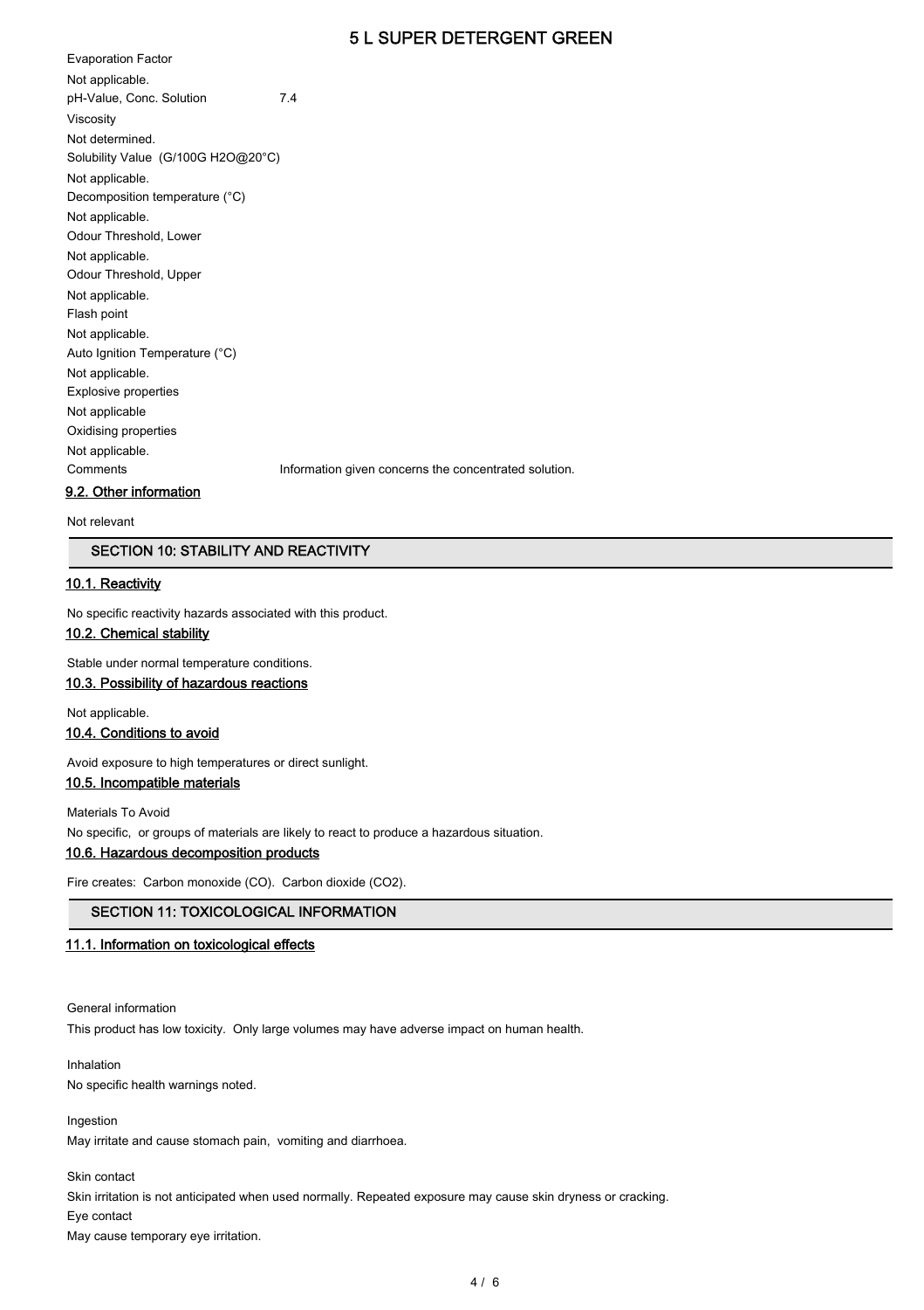Evaporation Factor

Not applicable.

pH-Value, Conc. Solution 7.4

Viscosity

Not determined.

Solubility Value (G/100G H2O@20°C)

Not applicable.

Decomposition temperature (°C)

Not applicable.

Odour Threshold, Lower

Not applicable.

Odour Threshold, Upper

Not applicable.

Flash point

Not applicable.

Auto Ignition Temperature (°C)

Not applicable.

Explosive properties

Not applicable

Oxidising properties

Not applicable.

Comments Information given concerns the concentrated solution.

### 9.2. Other information

Not relevant

## SECTION 10: STABILITY AND REACTIVITY

### 10.1. Reactivity

No specific reactivity hazards associated with this product.

### 10.2. Chemical stability

Stable under normal temperature conditions.

### 10.3. Possibility of hazardous reactions

Not applicable.

### 10.4. Conditions to avoid

Avoid exposure to high temperatures or direct sunlight.

### 10.5. Incompatible materials

Materials To Avoid

No specific, or groups of materials are likely to react to produce a hazardous situation.

### 10.6. Hazardous decomposition products

Fire creates: Carbon monoxide (CO). Carbon dioxide ($CO_2$).

## SECTION 11: TOXICOLOGICAL INFORMATION

### 11.1. Information on toxicological effects

General information

This product has low toxicity. Only large volumes may have adverse impact on human health.

Inhalation

No specific health warnings noted.

Ingestion

May irritate and cause stomach pain, vomiting and diarrhoea.

Skin contact

Skin irritation is not anticipated when used normally. Repeated exposure may cause skin dryness or cracking.

Eye contact

May cause temporary eye irritation.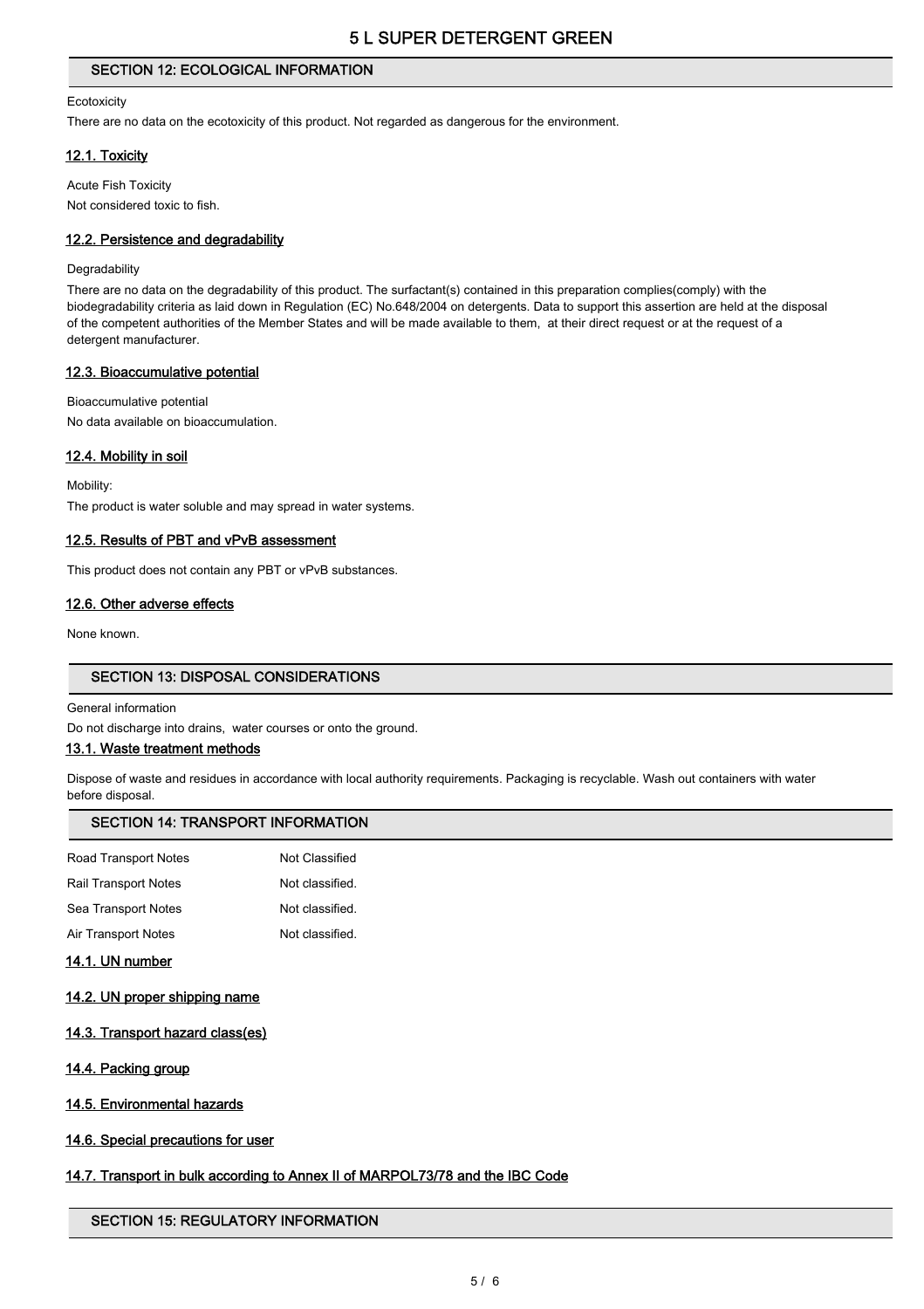## SECTION 12: ECOLOGICAL INFORMATION

Ecotoxicity

There are no data on the ecotoxicity of this product. Not regarded as dangerous for the environment.

### 12.1. Toxicity

Acute Fish Toxicity

Not considered toxic to fish.

### 12.2. Persistence and degradability

Degradability

There are no data on the degradability of this product. The surfactant(s) contained in this preparation complies(comply) with the biodegradability criteria as laid down in Regulation (EC) No.648/2004 on detergents. Data to support this assertion are held at the disposal of the competent authorities of the Member States and will be made available to them, at their direct request or at the request of a detergent manufacturer.

### 12.3. Bioaccumulative potential

Bioaccumulative potential

No data available on bioaccumulation.

### 12.4. Mobility in soil

Mobility:

The product is water soluble and may spread in water systems.

### 12.5. Results of PBT and vPvB assessment

This product does not contain any PBT or vPvB substances.

### 12.6. Other adverse effects

None known.

## SECTION 13: DISPOSAL CONSIDERATIONS

General information

Do not discharge into drains, water courses or onto the ground.

### 13.1. Waste treatment methods

Dispose of waste and residues in accordance with local authority requirements. Packaging is recyclable. Wash out containers with water before disposal.

## SECTION 14: TRANSPORT INFORMATION

| | |
|---|---|
| Road Transport Notes | Not Classified |
| Rail Transport Notes | Not classified. |
| Sea Transport Notes | Not classified. |
| Air Transport Notes | Not classified. |

### 14.1. UN number

### 14.2. UN proper shipping name

### 14.3. Transport hazard class(es)

### 14.4. Packing group

### 14.5. Environmental hazards

### 14.6. Special precautions for user

### 14.7. Transport in bulk according to Annex II of MARPOL73/78 and the IBC Code

## SECTION 15: REGULATORY INFORMATION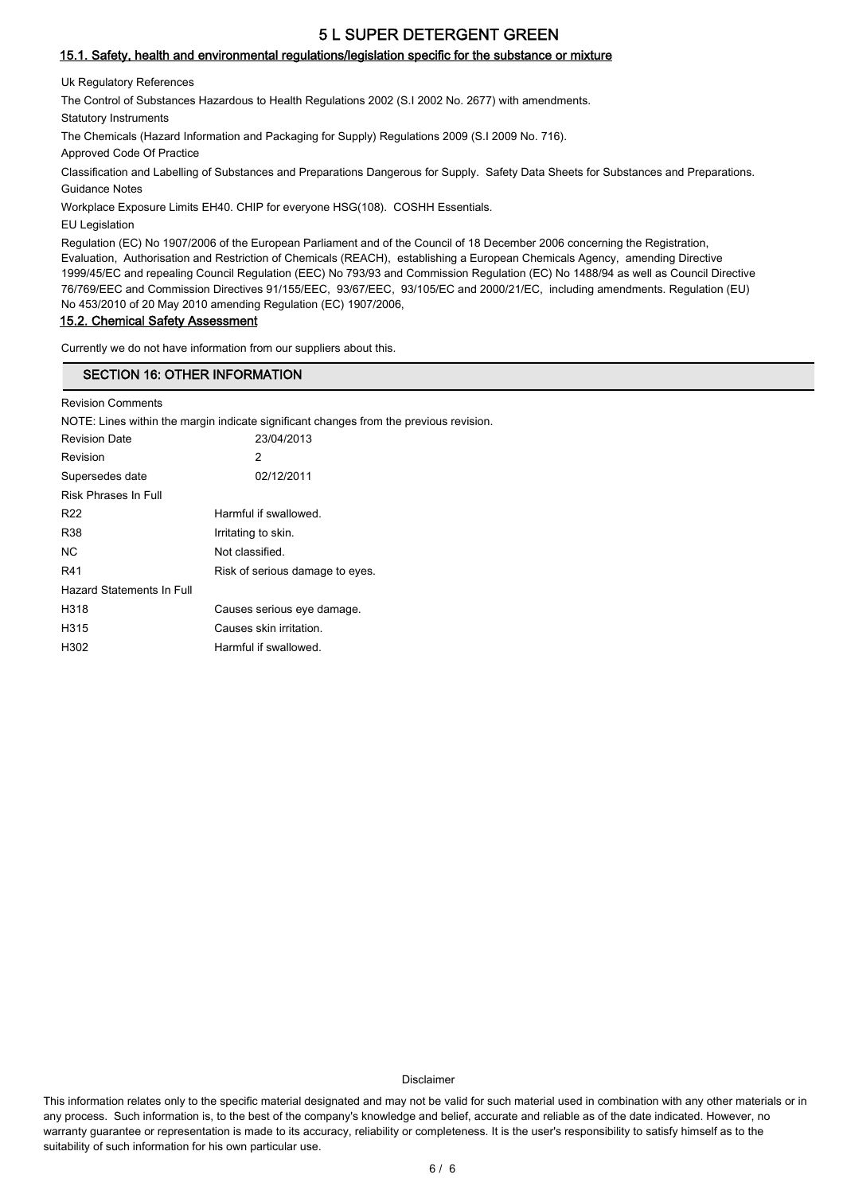### 15.1. Safety, health and environmental regulations/legislation specific for the substance or mixture

Uk Regulatory References

The Control of Substances Hazardous to Health Regulations 2002 (S.I 2002 No. 2677) with amendments.

Statutory Instruments

The Chemicals (Hazard Information and Packaging for Supply) Regulations 2009 (S.I 2009 No. 716).

Approved Code Of Practice

Classification and Labelling of Substances and Preparations Dangerous for Supply. Safety Data Sheets for Substances and Preparations.

Guidance Notes

Workplace Exposure Limits EH40. CHIP for everyone HSG(108). COSHH Essentials.

EU Legislation

Regulation (EC) No 1907/2006 of the European Parliament and of the Council of 18 December 2006 concerning the Registration, Evaluation, Authorisation and Restriction of Chemicals (REACH), establishing a European Chemicals Agency, amending Directive 1999/45/EC and repealing Council Regulation (EEC) No 793/93 and Commission Regulation (EC) No 1488/94 as well as Council Directive 76/769/EEC and Commission Directives 91/155/EEC, 93/67/EEC, 93/105/EC and 2000/21/EC, including amendments. Regulation (EU) No 453/2010 of 20 May 2010 amending Regulation (EC) 1907/2006,

### 15.2. Chemical Safety Assessment

Currently we do not have information from our suppliers about this.

## SECTION 16: OTHER INFORMATION

Revision Comments

NOTE: Lines within the margin indicate significant changes from the previous revision.

| | |
|---|---|
| Revision Date | 23/04/2013 |
| Revision | 2 |
| Supersedes date | 02/12/2011 |

Risk Phrases In Full

| | |
|---|---|
| R22 | Harmful if swallowed. |
| R38 | Irritating to skin. |
| NC | Not classified. |
| R41 | Risk of serious damage to eyes. |

Hazard Statements In Full

| | |
|---|---|
| H318 | Causes serious eye damage. |
| H315 | Causes skin irritation. |
| H302 | Harmful if swallowed. |

Disclaimer

This information relates only to the specific material designated and may not be valid for such material used in combination with any other materials or in any process. Such information is, to the best of the company's knowledge and belief, accurate and reliable as of the date indicated. However, no warranty guarantee or representation is made to its accuracy, reliability or completeness. It is the user's responsibility to satisfy himself as to the suitability of such information for his own particular use.